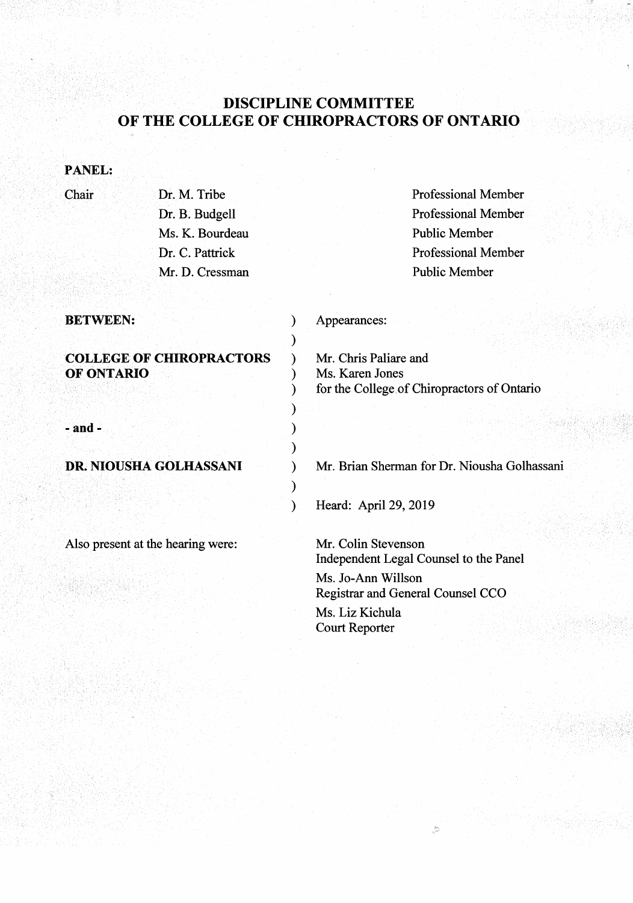# DISCIPLINE COMMITTEE OF THE COLLEGE OF CHIROPRACTORS OF ONTARIO

**PANEL:**

| | | |
|---|---|---|
| Chair | Dr. M. Tribe | Professional Member |
| | Dr. B. Budgell | Professional Member |
| | Ms. K. Bourdeau | Public Member |
| | Dr. C. Pattrick | Professional Member |
| | Mr. D. Cressman | Public Member |

| | |
|---|---|
| **BETWEEN:** | Appearances: |
| **COLLEGE OF CHIROPRACTORS OF ONTARIO** | Mr. Chris Paliare and Ms. Karen Jones for the College of Chiropractors of Ontario |
| **- and -** | |
| **DR. NIOUSHA GOLHASSANI** | Mr. Brian Sherman for Dr. Niousha Golhassani |
| | Heard: April 29, 2019 |

Also present at the hearing were:

Mr. Colin Stevenson
Independent Legal Counsel to the Panel

Ms. Jo-Ann Willson
Registrar and General Counsel CCO

Ms. Liz Kichula
Court Reporter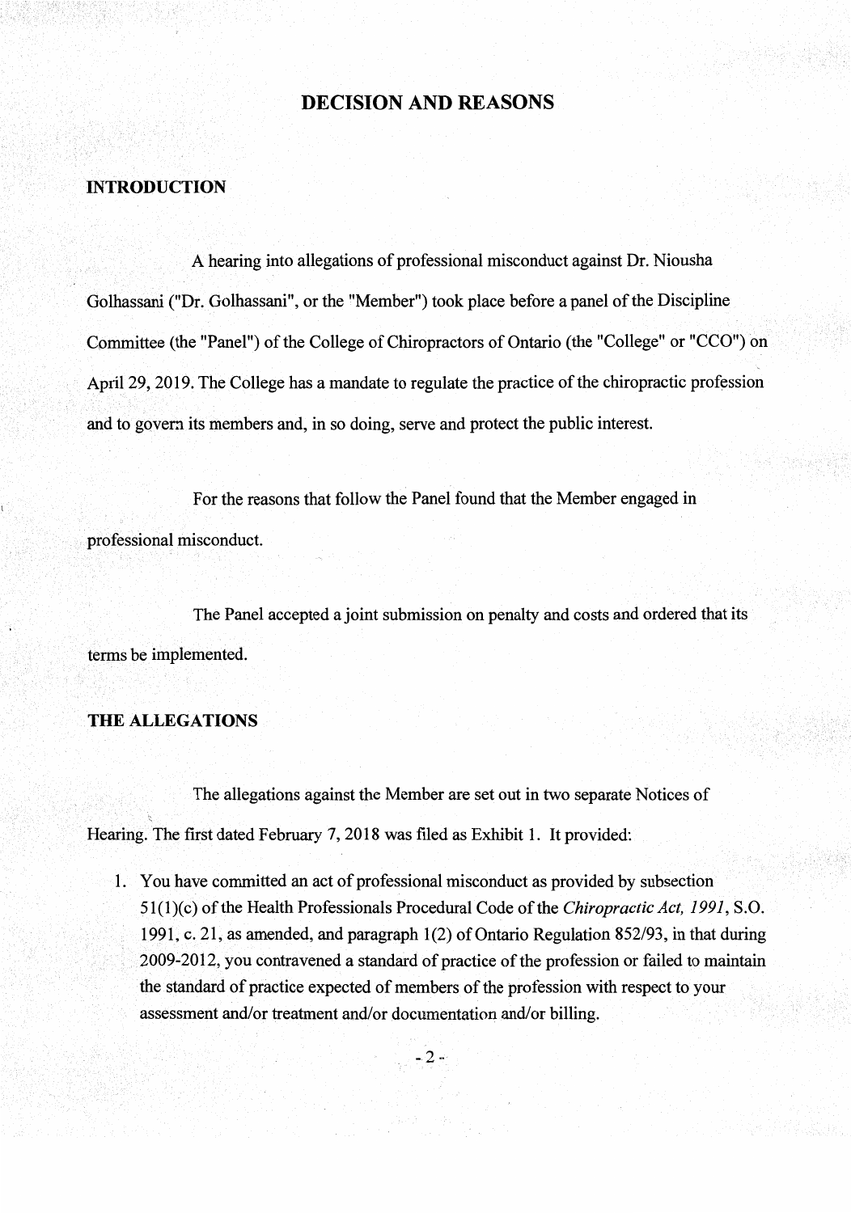## DECISION AND REASONS

### INTRODUCTION

A hearing into allegations of professional misconduct against Dr. Niousha Golhassani ("Dr. Golhassani", or the "Member") took place before a panel of the Discipline Committee (the "Panel") of the College of Chiropractors of Ontario (the "College" or "CCO") on April 29, 2019. The College has a mandate to regulate the practice of the chiropractic profession and to govern its members and, in so doing, serve and protect the public interest.

For the reasons that follow the Panel found that the Member engaged in professional misconduct.

The Panel accepted a joint submission on penalty and costs and ordered that its terms be implemented.

### THE ALLEGATIONS

The allegations against the Member are set out in two separate Notices of Hearing. The first dated February 7, 2018 was filed as Exhibit 1. It provided:

1. You have committed an act of professional misconduct as provided by subsection 51(1)(c) of the Health Professionals Procedural Code of the *Chiropractic Act, 1991*, S.O. 1991, c. 21, as amended, and paragraph 1(2) of Ontario Regulation 852/93, in that during 2009-2012, you contravened a standard of practice of the profession or failed to maintain the standard of practice expected of members of the profession with respect to your assessment and/or treatment and/or documentation and/or billing.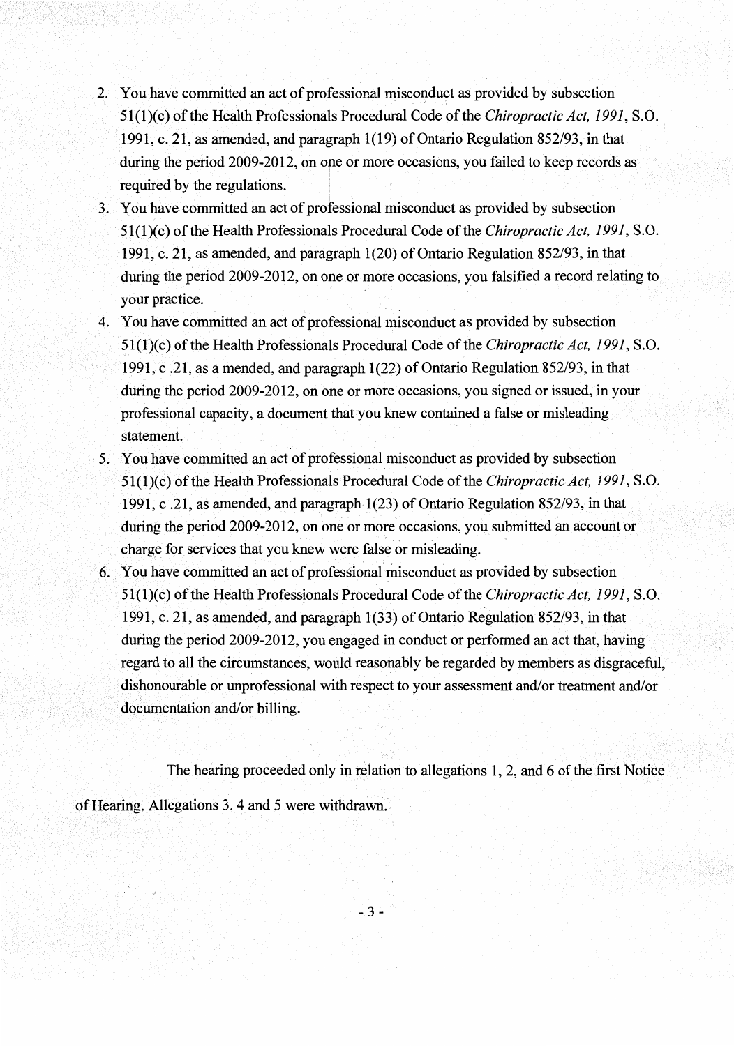2. You have committed an act of professional misconduct as provided by subsection 51(1)(c) of the Health Professionals Procedural Code of the *Chiropractic Act, 1991*, S.O. 1991, c. 21, as amended, and paragraph 1(19) of Ontario Regulation 852/93, in that during the period 2009-2012, on one or more occasions, you failed to keep records as required by the regulations.
3. You have committed an act of professional misconduct as provided by subsection 51(1)(c) of the Health Professionals Procedural Code of the *Chiropractic Act, 1991*, S.O. 1991, c. 21, as amended, and paragraph 1(20) of Ontario Regulation 852/93, in that during the period 2009-2012, on one or more occasions, you falsified a record relating to your practice.
4. You have committed an act of professional misconduct as provided by subsection 51(1)(c) of the Health Professionals Procedural Code of the *Chiropractic Act, 1991*, S.O. 1991, c .21, as a mended, and paragraph 1(22) of Ontario Regulation 852/93, in that during the period 2009-2012, on one or more occasions, you signed or issued, in your professional capacity, a document that you knew contained a false or misleading statement.
5. You have committed an act of professional misconduct as provided by subsection 51(1)(c) of the Health Professionals Procedural Code of the *Chiropractic Act, 1991*, S.O. 1991, c .21, as amended, and paragraph 1(23) of Ontario Regulation 852/93, in that during the period 2009-2012, on one or more occasions, you submitted an account or charge for services that you knew were false or misleading.
6. You have committed an act of professional misconduct as provided by subsection 51(1)(c) of the Health Professionals Procedural Code of the *Chiropractic Act, 1991*, S.O. 1991, c. 21, as amended, and paragraph 1(33) of Ontario Regulation 852/93, in that during the period 2009-2012, you engaged in conduct or performed an act that, having regard to all the circumstances, would reasonably be regarded by members as disgraceful, dishonourable or unprofessional with respect to your assessment and/or treatment and/or documentation and/or billing.

The hearing proceeded only in relation to allegations 1, 2, and 6 of the first Notice of Hearing. Allegations 3, 4 and 5 were withdrawn.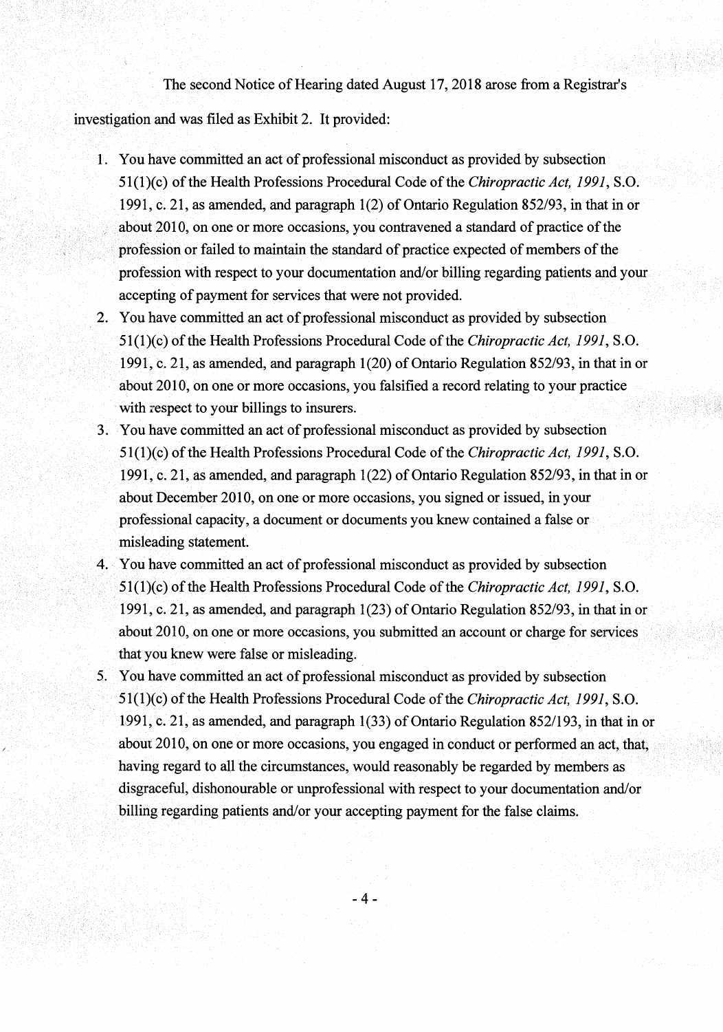The second Notice of Hearing dated August 17, 2018 arose from a Registrar's investigation and was filed as Exhibit 2. It provided:

1. You have committed an act of professional misconduct as provided by subsection 51(1)(c) of the Health Professions Procedural Code of the *Chiropractic Act, 1991*, S.O. 1991, c. 21, as amended, and paragraph 1(2) of Ontario Regulation 852/93, in that in or about 2010, on one or more occasions, you contravened a standard of practice of the profession or failed to maintain the standard of practice expected of members of the profession with respect to your documentation and/or billing regarding patients and your accepting of payment for services that were not provided.
2. You have committed an act of professional misconduct as provided by subsection 51(1)(c) of the Health Professions Procedural Code of the *Chiropractic Act, 1991*, S.O. 1991, c. 21, as amended, and paragraph 1(20) of Ontario Regulation 852/93, in that in or about 2010, on one or more occasions, you falsified a record relating to your practice with respect to your billings to insurers.
3. You have committed an act of professional misconduct as provided by subsection 51(1)(c) of the Health Professions Procedural Code of the *Chiropractic Act, 1991*, S.O. 1991, c. 21, as amended, and paragraph 1(22) of Ontario Regulation 852/93, in that in or about December 2010, on one or more occasions, you signed or issued, in your professional capacity, a document or documents you knew contained a false or misleading statement.
4. You have committed an act of professional misconduct as provided by subsection 51(1)(c) of the Health Professions Procedural Code of the *Chiropractic Act, 1991*, S.O. 1991, c. 21, as amended, and paragraph 1(23) of Ontario Regulation 852/93, in that in or about 2010, on one or more occasions, you submitted an account or charge for services that you knew were false or misleading.
5. You have committed an act of professional misconduct as provided by subsection 51(1)(c) of the Health Professions Procedural Code of the *Chiropractic Act, 1991*, S.O. 1991, c. 21, as amended, and paragraph 1(33) of Ontario Regulation 852/193, in that in or about 2010, on one or more occasions, you engaged in conduct or performed an act, that, having regard to all the circumstances, would reasonably be regarded by members as disgraceful, dishonourable or unprofessional with respect to your documentation and/or billing regarding patients and/or your accepting payment for the false claims.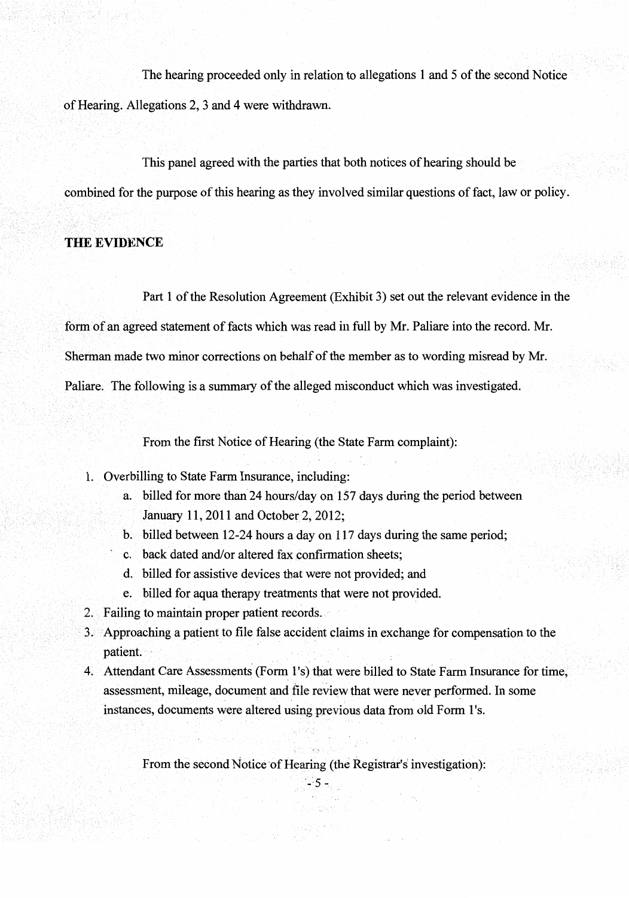The hearing proceeded only in relation to allegations 1 and 5 of the second Notice of Hearing. Allegations 2, 3 and 4 were withdrawn.

This panel agreed with the parties that both notices of hearing should be combined for the purpose of this hearing as they involved similar questions of fact, law or policy.

## THE EVIDENCE

Part 1 of the Resolution Agreement (Exhibit 3) set out the relevant evidence in the form of an agreed statement of facts which was read in full by Mr. Paliare into the record. Mr. Sherman made two minor corrections on behalf of the member as to wording misread by Mr. Paliare. The following is a summary of the alleged misconduct which was investigated.

From the first Notice of Hearing (the State Farm complaint):

1. Overbilling to State Farm Insurance, including:
    a. billed for more than 24 hours/day on 157 days during the period between January 11, 2011 and October 2, 2012;
    b. billed between 12-24 hours a day on 117 days during the same period;
    c. back dated and/or altered fax confirmation sheets;
    d. billed for assistive devices that were not provided; and
    e. billed for aqua therapy treatments that were not provided.
2. Failing to maintain proper patient records.
3. Approaching a patient to file false accident claims in exchange for compensation to the patient.
4. Attendant Care Assessments (Form 1's) that were billed to State Farm Insurance for time, assessment, mileage, document and file review that were never performed. In some instances, documents were altered using previous data from old Form 1's.

From the second Notice of Hearing (the Registrar's investigation):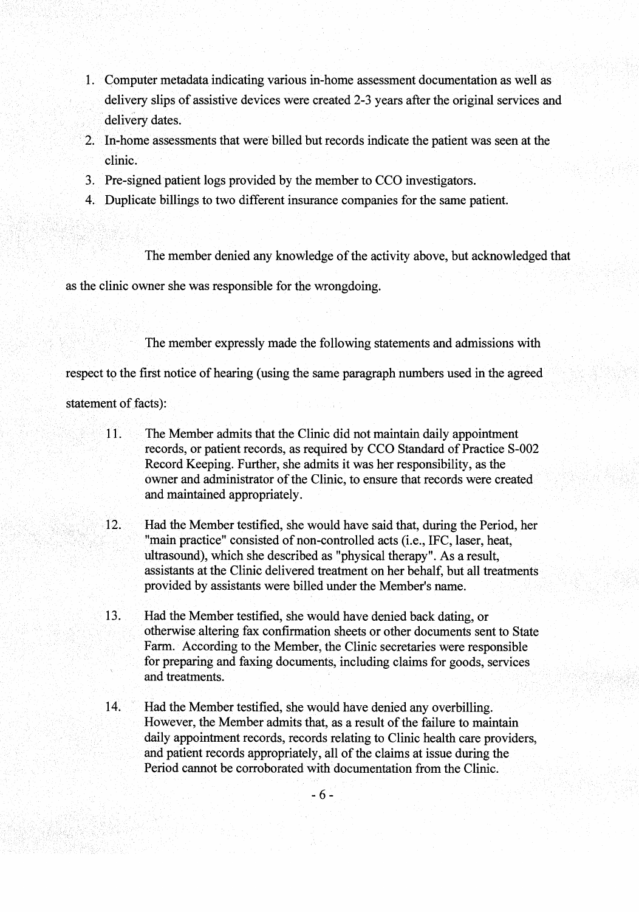1. Computer metadata indicating various in-home assessment documentation as well as delivery slips of assistive devices were created 2-3 years after the original services and delivery dates.
2. In-home assessments that were billed but records indicate the patient was seen at the clinic.
3. Pre-signed patient logs provided by the member to CCO investigators.
4. Duplicate billings to two different insurance companies for the same patient.

The member denied any knowledge of the activity above, but acknowledged that as the clinic owner she was responsible for the wrongdoing.

The member expressly made the following statements and admissions with respect to the first notice of hearing (using the same paragraph numbers used in the agreed statement of facts):

11. The Member admits that the Clinic did not maintain daily appointment records, or patient records, as required by CCO Standard of Practice S-002 Record Keeping. Further, she admits it was her responsibility, as the owner and administrator of the Clinic, to ensure that records were created and maintained appropriately.

12. Had the Member testified, she would have said that, during the Period, her "main practice" consisted of non-controlled acts (i.e., IFC, laser, heat, ultrasound), which she described as "physical therapy". As a result, assistants at the Clinic delivered treatment on her behalf, but all treatments provided by assistants were billed under the Member's name.

13. Had the Member testified, she would have denied back dating, or otherwise altering fax confirmation sheets or other documents sent to State Farm. According to the Member, the Clinic secretaries were responsible for preparing and faxing documents, including claims for goods, services and treatments.

14. Had the Member testified, she would have denied any overbilling. However, the Member admits that, as a result of the failure to maintain daily appointment records, records relating to Clinic health care providers, and patient records appropriately, all of the claims at issue during the Period cannot be corroborated with documentation from the Clinic.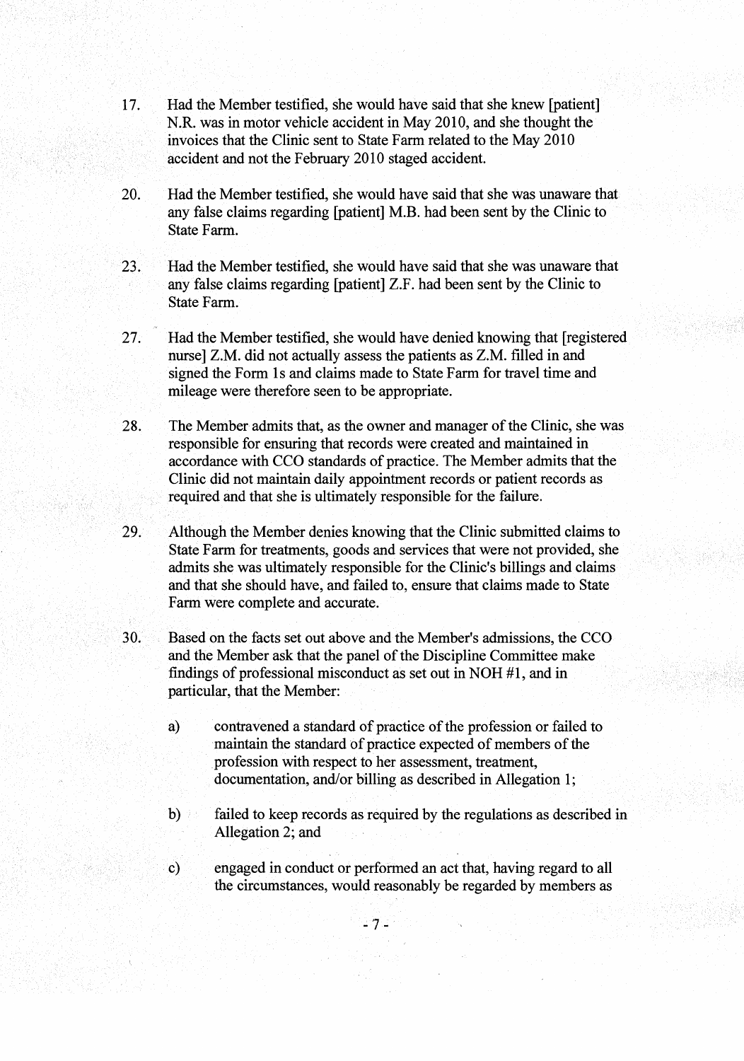17. Had the Member testified, she would have said that she knew [patient] N.R. was in motor vehicle accident in May 2010, and she thought the invoices that the Clinic sent to State Farm related to the May 2010 accident and not the February 2010 staged accident.

20. Had the Member testified, she would have said that she was unaware that any false claims regarding [patient] M.B. had been sent by the Clinic to State Farm.

23. Had the Member testified, she would have said that she was unaware that any false claims regarding [patient] Z.F. had been sent by the Clinic to State Farm.

27. Had the Member testified, she would have denied knowing that [registered nurse] Z.M. did not actually assess the patients as Z.M. filled in and signed the Form 1s and claims made to State Farm for travel time and mileage were therefore seen to be appropriate.

28. The Member admits that, as the owner and manager of the Clinic, she was responsible for ensuring that records were created and maintained in accordance with CCO standards of practice. The Member admits that the Clinic did not maintain daily appointment records or patient records as required and that she is ultimately responsible for the failure.

29. Although the Member denies knowing that the Clinic submitted claims to State Farm for treatments, goods and services that were not provided, she admits she was ultimately responsible for the Clinic's billings and claims and that she should have, and failed to, ensure that claims made to State Farm were complete and accurate.

30. Based on the facts set out above and the Member's admissions, the CCO and the Member ask that the panel of the Discipline Committee make findings of professional misconduct as set out in NOH #1, and in particular, that the Member:

   a) contravened a standard of practice of the profession or failed to maintain the standard of practice expected of members of the profession with respect to her assessment, treatment, documentation, and/or billing as described in Allegation 1;

   b) failed to keep records as required by the regulations as described in Allegation 2; and

   c) engaged in conduct or performed an act that, having regard to all the circumstances, would reasonably be regarded by members as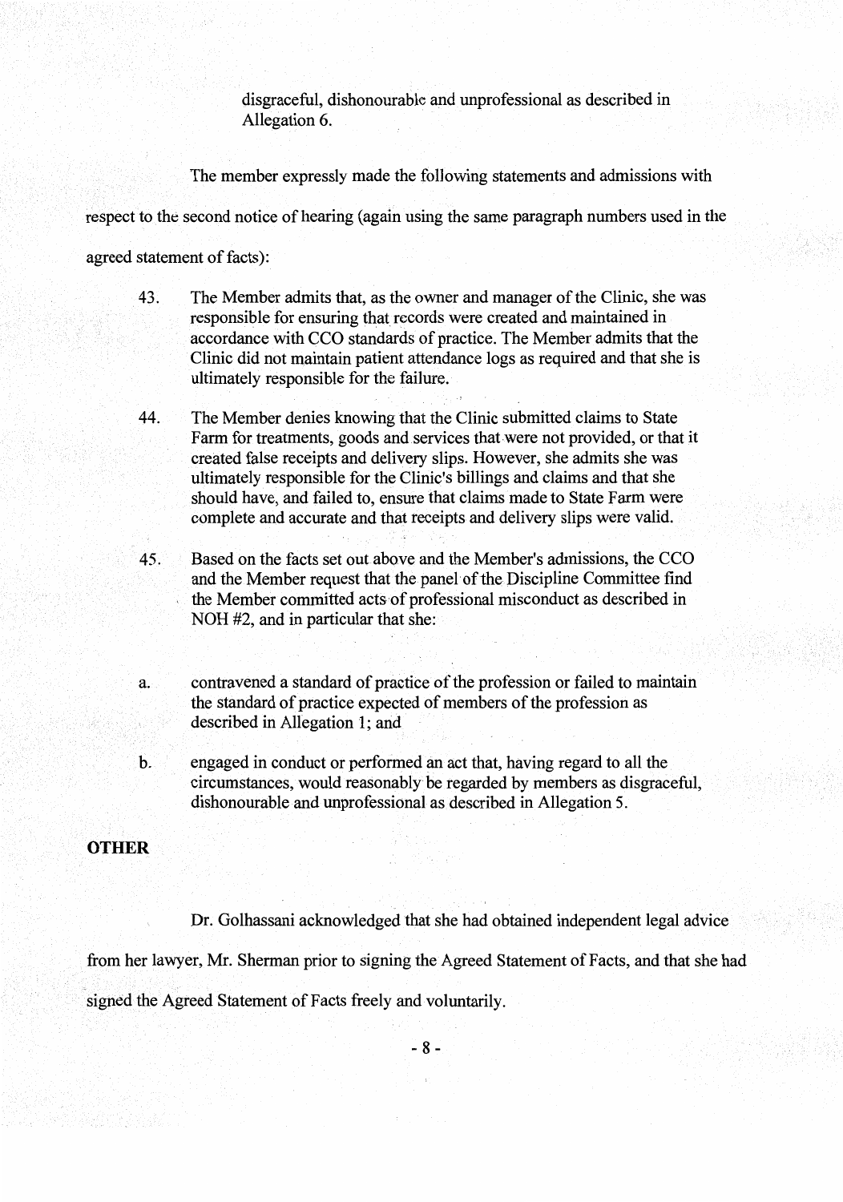disgraceful, dishonourable and unprofessional as described in Allegation 6.

The member expressly made the following statements and admissions with respect to the second notice of hearing (again using the same paragraph numbers used in the agreed statement of facts):

43. The Member admits that, as the owner and manager of the Clinic, she was responsible for ensuring that records were created and maintained in accordance with CCO standards of practice. The Member admits that the Clinic did not maintain patient attendance logs as required and that she is ultimately responsible for the failure.

44. The Member denies knowing that the Clinic submitted claims to State Farm for treatments, goods and services that were not provided, or that it created false receipts and delivery slips. However, she admits she was ultimately responsible for the Clinic's billings and claims and that she should have, and failed to, ensure that claims made to State Farm were complete and accurate and that receipts and delivery slips were valid.

45. Based on the facts set out above and the Member's admissions, the CCO and the Member request that the panel of the Discipline Committee find the Member committed acts of professional misconduct as described in NOH #2, and in particular that she:

a. contravened a standard of practice of the profession or failed to maintain the standard of practice expected of members of the profession as described in Allegation 1; and

b. engaged in conduct or performed an act that, having regard to all the circumstances, would reasonably be regarded by members as disgraceful, dishonourable and unprofessional as described in Allegation 5.

**OTHER**

Dr. Golhassani acknowledged that she had obtained independent legal advice from her lawyer, Mr. Sherman prior to signing the Agreed Statement of Facts, and that she had signed the Agreed Statement of Facts freely and voluntarily.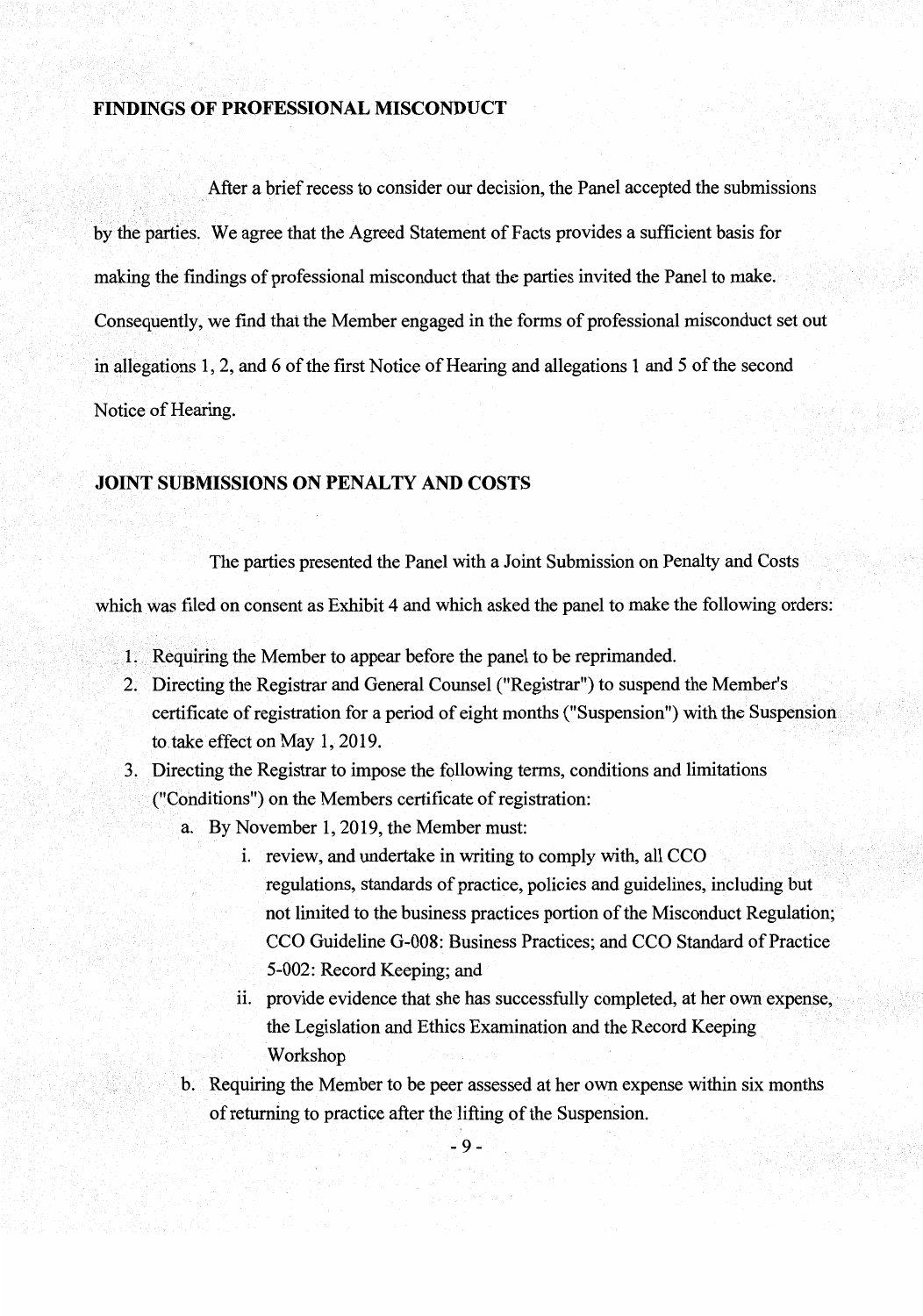## FINDINGS OF PROFESSIONAL MISCONDUCT

After a brief recess to consider our decision, the Panel accepted the submissions by the parties. We agree that the Agreed Statement of Facts provides a sufficient basis for making the findings of professional misconduct that the parties invited the Panel to make. Consequently, we find that the Member engaged in the forms of professional misconduct set out in allegations 1, 2, and 6 of the first Notice of Hearing and allegations 1 and 5 of the second Notice of Hearing.

## JOINT SUBMISSIONS ON PENALTY AND COSTS

The parties presented the Panel with a Joint Submission on Penalty and Costs which was filed on consent as Exhibit 4 and which asked the panel to make the following orders:

1. Requiring the Member to appear before the panel to be reprimanded.
2. Directing the Registrar and General Counsel ("Registrar") to suspend the Member's certificate of registration for a period of eight months ("Suspension") with the Suspension to take effect on May 1, 2019.
3. Directing the Registrar to impose the following terms, conditions and limitations ("Conditions") on the Members certificate of registration:
   a. By November 1, 2019, the Member must:
      i. review, and undertake in writing to comply with, all CCO regulations, standards of practice, policies and guidelines, including but not limited to the business practices portion of the Misconduct Regulation; CCO Guideline G-008: Business Practices; and CCO Standard of Practice 5-002: Record Keeping; and
      ii. provide evidence that she has successfully completed, at her own expense, the Legislation and Ethics Examination and the Record Keeping Workshop
   b. Requiring the Member to be peer assessed at her own expense within six months of returning to practice after the lifting of the Suspension.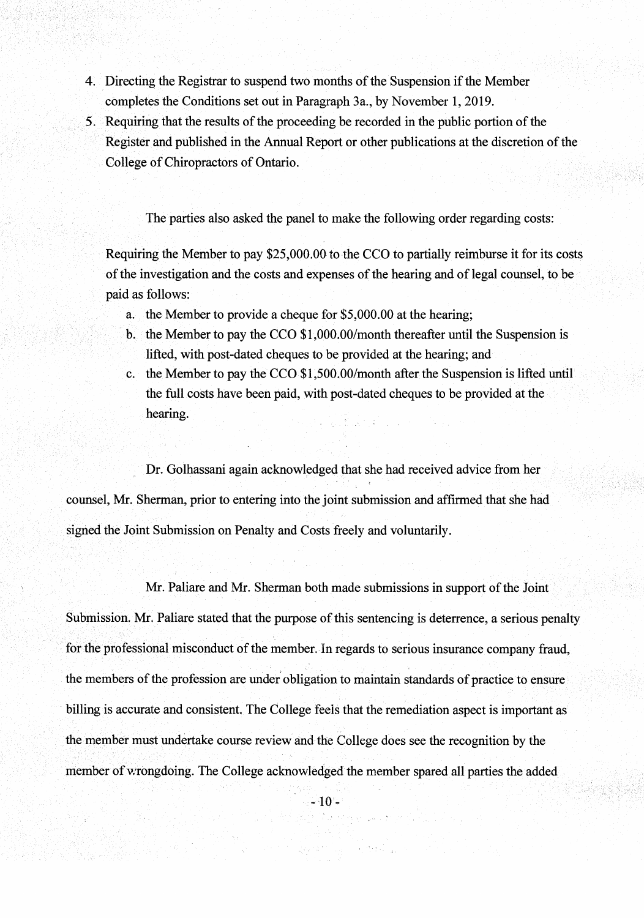4. Directing the Registrar to suspend two months of the Suspension if the Member completes the Conditions set out in Paragraph 3a., by November 1, 2019.
5. Requiring that the results of the proceeding be recorded in the public portion of the Register and published in the Annual Report or other publications at the discretion of the College of Chiropractors of Ontario.

The parties also asked the panel to make the following order regarding costs:

Requiring the Member to pay $25,000.00 to the CCO to partially reimburse it for its costs of the investigation and the costs and expenses of the hearing and of legal counsel, to be paid as follows:

a. the Member to provide a cheque for $5,000.00 at the hearing;
b. the Member to pay the CCO $1,000.00/month thereafter until the Suspension is lifted, with post-dated cheques to be provided at the hearing; and
c. the Member to pay the CCO $1,500.00/month after the Suspension is lifted until the full costs have been paid, with post-dated cheques to be provided at the hearing.

Dr. Golhassani again acknowledged that she had received advice from her counsel, Mr. Sherman, prior to entering into the joint submission and affirmed that she had signed the Joint Submission on Penalty and Costs freely and voluntarily.

Mr. Paliare and Mr. Sherman both made submissions in support of the Joint Submission. Mr. Paliare stated that the purpose of this sentencing is deterrence, a serious penalty for the professional misconduct of the member. In regards to serious insurance company fraud, the members of the profession are under obligation to maintain standards of practice to ensure billing is accurate and consistent. The College feels that the remediation aspect is important as the member must undertake course review and the College does see the recognition by the member of wrongdoing. The College acknowledged the member spared all parties the added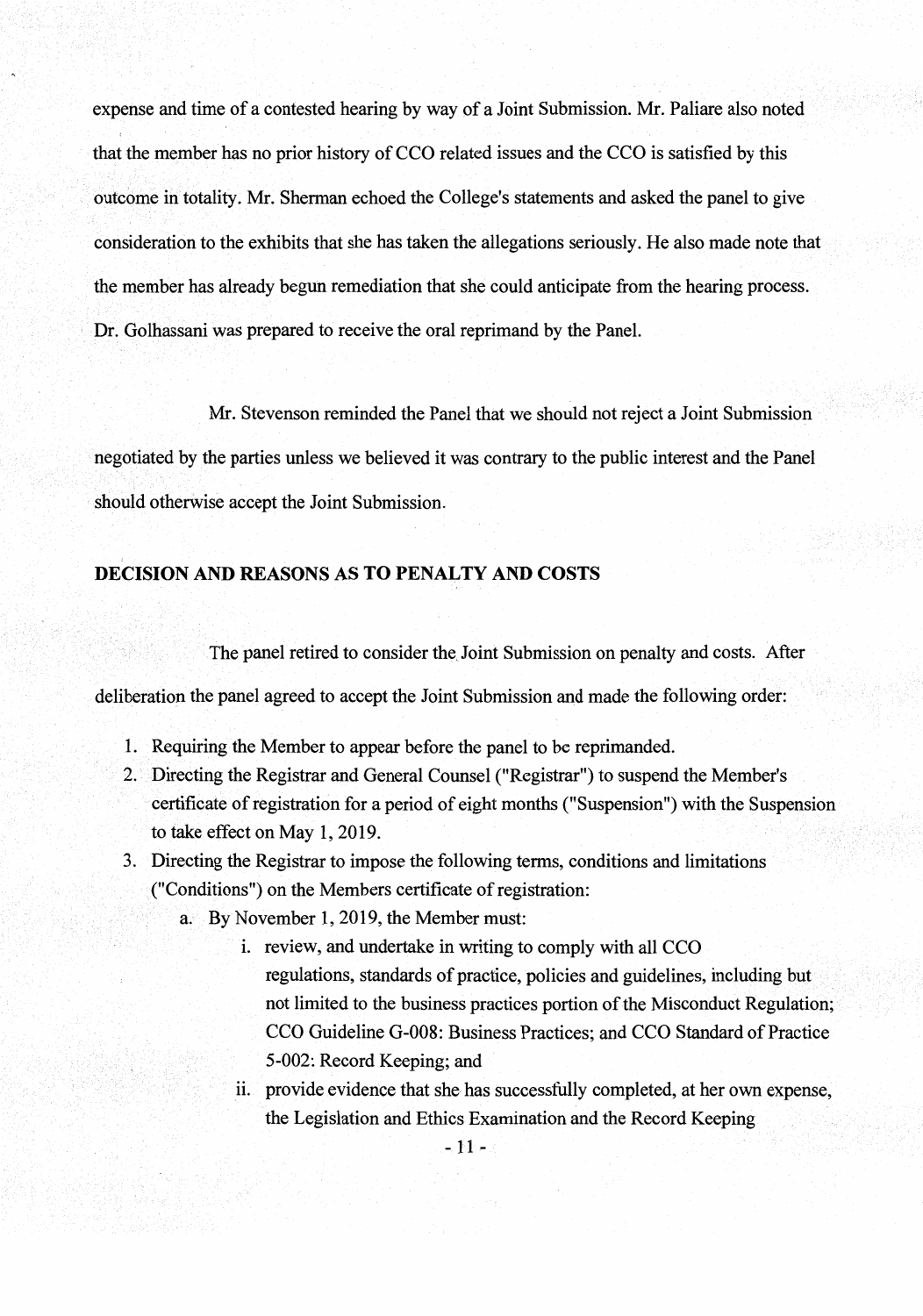expense and time of a contested hearing by way of a Joint Submission. Mr. Paliare also noted that the member has no prior history of CCO related issues and the CCO is satisfied by this outcome in totality. Mr. Sherman echoed the College's statements and asked the panel to give consideration to the exhibits that she has taken the allegations seriously. He also made note that the member has already begun remediation that she could anticipate from the hearing process. Dr. Golhassani was prepared to receive the oral reprimand by the Panel.

Mr. Stevenson reminded the Panel that we should not reject a Joint Submission negotiated by the parties unless we believed it was contrary to the public interest and the Panel should otherwise accept the Joint Submission.

## DECISION AND REASONS AS TO PENALTY AND COSTS

The panel retired to consider the Joint Submission on penalty and costs. After deliberation the panel agreed to accept the Joint Submission and made the following order:

1. Requiring the Member to appear before the panel to be reprimanded.
2. Directing the Registrar and General Counsel ("Registrar") to suspend the Member's certificate of registration for a period of eight months ("Suspension") with the Suspension to take effect on May 1, 2019.
3. Directing the Registrar to impose the following terms, conditions and limitations ("Conditions") on the Members certificate of registration:
    a. By November 1, 2019, the Member must:
        i. review, and undertake in writing to comply with all CCO regulations, standards of practice, policies and guidelines, including but not limited to the business practices portion of the Misconduct Regulation; CCO Guideline G-008: Business Practices; and CCO Standard of Practice S-002: Record Keeping; and
        ii. provide evidence that she has successfully completed, at her own expense, the Legislation and Ethics Examination and the Record Keeping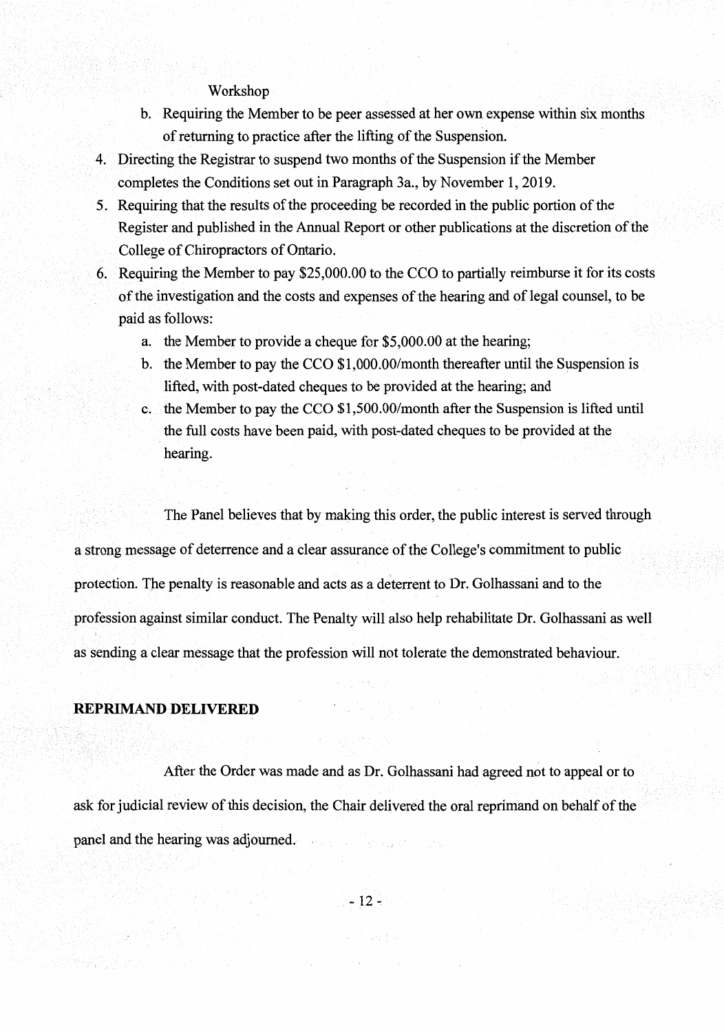Workshop

b. Requiring the Member to be peer assessed at her own expense within six months of returning to practice after the lifting of the Suspension.

4. Directing the Registrar to suspend two months of the Suspension if the Member completes the Conditions set out in Paragraph 3a., by November 1, 2019.
5. Requiring that the results of the proceeding be recorded in the public portion of the Register and published in the Annual Report or other publications at the discretion of the College of Chiropractors of Ontario.
6. Requiring the Member to pay $25,000.00 to the CCO to partially reimburse it for its costs of the investigation and the costs and expenses of the hearing and of legal counsel, to be paid as follows:
   a. the Member to provide a cheque for $5,000.00 at the hearing;
   b. the Member to pay the CCO $1,000.00/month thereafter until the Suspension is lifted, with post-dated cheques to be provided at the hearing; and
   c. the Member to pay the CCO $1,500.00/month after the Suspension is lifted until the full costs have been paid, with post-dated cheques to be provided at the hearing.

The Panel believes that by making this order, the public interest is served through a strong message of deterrence and a clear assurance of the College's commitment to public protection. The penalty is reasonable and acts as a deterrent to Dr. Golhassani and to the profession against similar conduct. The Penalty will also help rehabilitate Dr. Golhassani as well as sending a clear message that the profession will not tolerate the demonstrated behaviour.

## REPRIMAND DELIVERED

After the Order was made and as Dr. Golhassani had agreed not to appeal or to ask for judicial review of this decision, the Chair delivered the oral reprimand on behalf of the panel and the hearing was adjourned.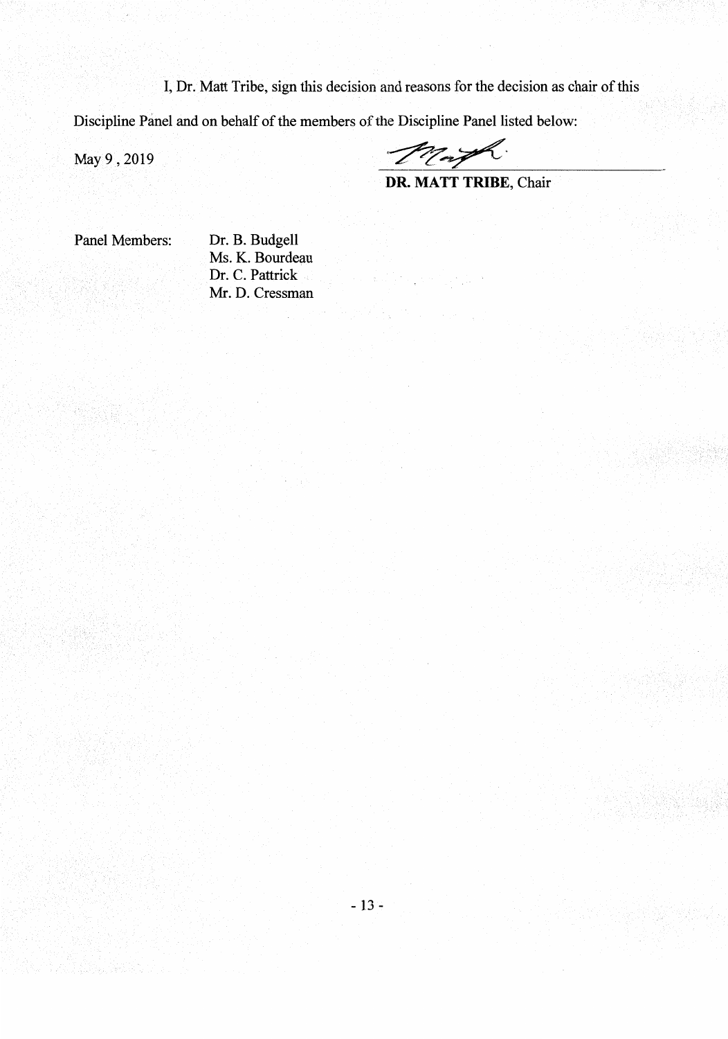I, Dr. Matt Tribe, sign this decision and reasons for the decision as chair of this Discipline Panel and on behalf of the members of the Discipline Panel listed below:

May 9, 2019

**DR. MATT TRIBE**, Chair

Panel Members:

Dr. B. Budgell
Ms. K. Bourdeau
Dr. C. Pattrick
Mr. D. Cressman